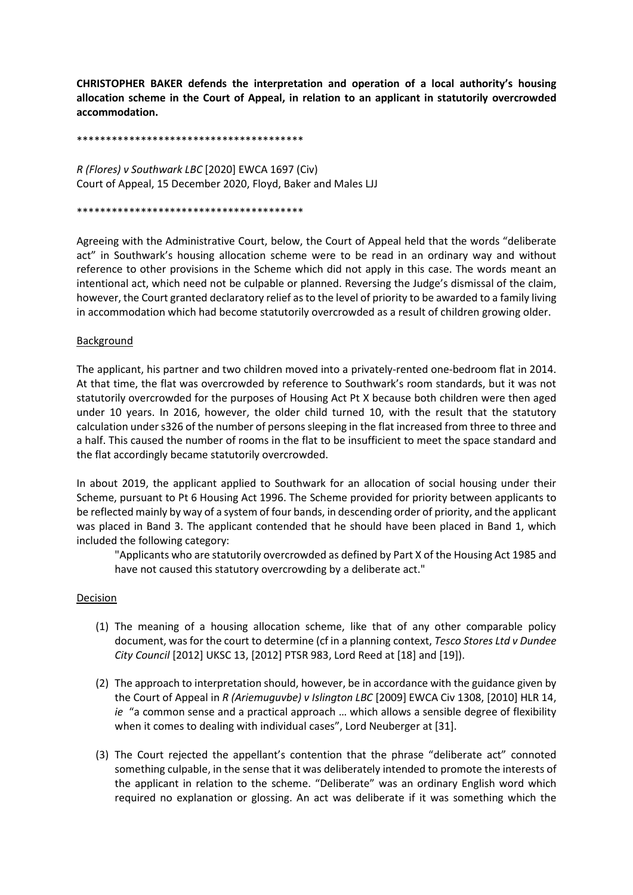**CHRISTOPHER BAKER defends the interpretation and operation of a local authority's housing allocation scheme in the Court of Appeal, in relation to an applicant in statutorily overcrowded accommodation.**

****************************************

*R (Flores) v Southwark LBC* [2020] EWCA 1697 (Civ)
Court of Appeal, 15 December 2020, Floyd, Baker and Males LJJ

****************************************

Agreeing with the Administrative Court, below, the Court of Appeal held that the words "deliberate act" in Southwark's housing allocation scheme were to be read in an ordinary way and without reference to other provisions in the Scheme which did not apply in this case. The words meant an intentional act, which need not be culpable or planned. Reversing the Judge's dismissal of the claim, however, the Court granted declaratory relief as to the level of priority to be awarded to a family living in accommodation which had become statutorily overcrowded as a result of children growing older.

Background

The applicant, his partner and two children moved into a privately-rented one-bedroom flat in 2014. At that time, the flat was overcrowded by reference to Southwark's room standards, but it was not statutorily overcrowded for the purposes of Housing Act Pt X because both children were then aged under 10 years. In 2016, however, the older child turned 10, with the result that the statutory calculation under s326 of the number of persons sleeping in the flat increased from three to three and a half. This caused the number of rooms in the flat to be insufficient to meet the space standard and the flat accordingly became statutorily overcrowded.

In about 2019, the applicant applied to Southwark for an allocation of social housing under their Scheme, pursuant to Pt 6 Housing Act 1996. The Scheme provided for priority between applicants to be reflected mainly by way of a system of four bands, in descending order of priority, and the applicant was placed in Band 3. The applicant contended that he should have been placed in Band 1, which included the following category:

> "Applicants who are statutorily overcrowded as defined by Part X of the Housing Act 1985 and have not caused this statutory overcrowding by a deliberate act."

Decision

1. The meaning of a housing allocation scheme, like that of any other comparable policy document, was for the court to determine (cf in a planning context, *Tesco Stores Ltd v Dundee City Council* [2012] UKSC 13, [2012] PTSR 983, Lord Reed at [18] and [19]).
2. The approach to interpretation should, however, be in accordance with the guidance given by the Court of Appeal in *R (Ariemuguvbe) v Islington LBC* [2009] EWCA Civ 1308, [2010] HLR 14, *ie* "a common sense and a practical approach … which allows a sensible degree of flexibility when it comes to dealing with individual cases", Lord Neuberger at [31].
3. The Court rejected the appellant's contention that the phrase "deliberate act" connoted something culpable, in the sense that it was deliberately intended to promote the interests of the applicant in relation to the scheme. "Deliberate" was an ordinary English word which required no explanation or glossing. An act was deliberate if it was something which the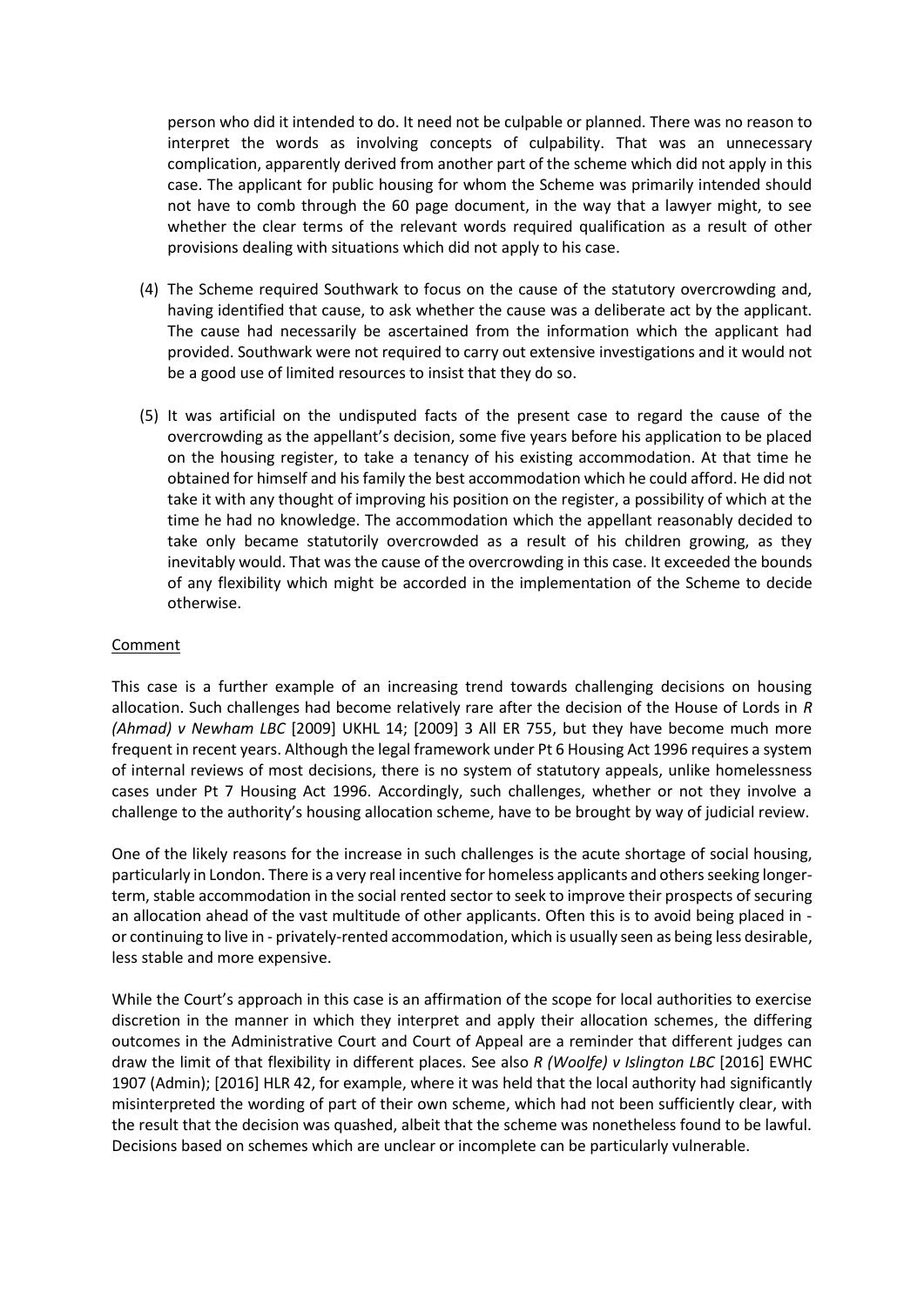person who did it intended to do. It need not be culpable or planned. There was no reason to interpret the words as involving concepts of culpability. That was an unnecessary complication, apparently derived from another part of the scheme which did not apply in this case. The applicant for public housing for whom the Scheme was primarily intended should not have to comb through the 60 page document, in the way that a lawyer might, to see whether the clear terms of the relevant words required qualification as a result of other provisions dealing with situations which did not apply to his case.

(4) The Scheme required Southwark to focus on the cause of the statutory overcrowding and, having identified that cause, to ask whether the cause was a deliberate act by the applicant. The cause had necessarily be ascertained from the information which the applicant had provided. Southwark were not required to carry out extensive investigations and it would not be a good use of limited resources to insist that they do so.

(5) It was artificial on the undisputed facts of the present case to regard the cause of the overcrowding as the appellant's decision, some five years before his application to be placed on the housing register, to take a tenancy of his existing accommodation. At that time he obtained for himself and his family the best accommodation which he could afford. He did not take it with any thought of improving his position on the register, a possibility of which at the time he had no knowledge. The accommodation which the appellant reasonably decided to take only became statutorily overcrowded as a result of his children growing, as they inevitably would. That was the cause of the overcrowding in this case. It exceeded the bounds of any flexibility which might be accorded in the implementation of the Scheme to decide otherwise.

## Comment

This case is a further example of an increasing trend towards challenging decisions on housing allocation. Such challenges had become relatively rare after the decision of the House of Lords in *R (Ahmad) v Newham LBC* [2009] UKHL 14; [2009] 3 All ER 755, but they have become much more frequent in recent years. Although the legal framework under Pt 6 Housing Act 1996 requires a system of internal reviews of most decisions, there is no system of statutory appeals, unlike homelessness cases under Pt 7 Housing Act 1996. Accordingly, such challenges, whether or not they involve a challenge to the authority's housing allocation scheme, have to be brought by way of judicial review.

One of the likely reasons for the increase in such challenges is the acute shortage of social housing, particularly in London. There is a very real incentive for homeless applicants and others seeking longer-term, stable accommodation in the social rented sector to seek to improve their prospects of securing an allocation ahead of the vast multitude of other applicants. Often this is to avoid being placed in - or continuing to live in - privately-rented accommodation, which is usually seen as being less desirable, less stable and more expensive.

While the Court's approach in this case is an affirmation of the scope for local authorities to exercise discretion in the manner in which they interpret and apply their allocation schemes, the differing outcomes in the Administrative Court and Court of Appeal are a reminder that different judges can draw the limit of that flexibility in different places. See also *R (Woolfe) v Islington LBC* [2016] EWHC 1907 (Admin); [2016] HLR 42, for example, where it was held that the local authority had significantly misinterpreted the wording of part of their own scheme, which had not been sufficiently clear, with the result that the decision was quashed, albeit that the scheme was nonetheless found to be lawful. Decisions based on schemes which are unclear or incomplete can be particularly vulnerable.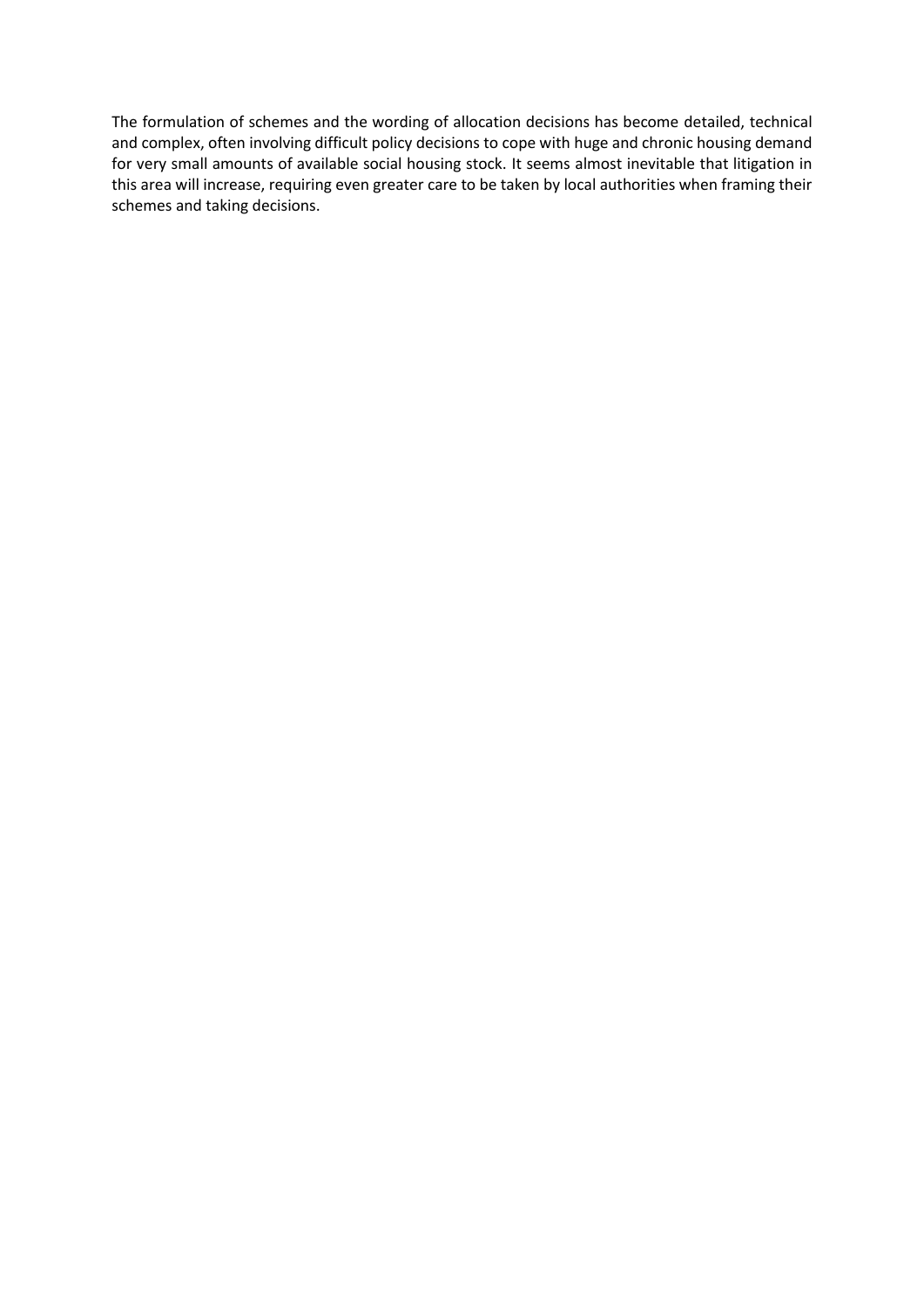The formulation of schemes and the wording of allocation decisions has become detailed, technical and complex, often involving difficult policy decisions to cope with huge and chronic housing demand for very small amounts of available social housing stock. It seems almost inevitable that litigation in this area will increase, requiring even greater care to be taken by local authorities when framing their schemes and taking decisions.